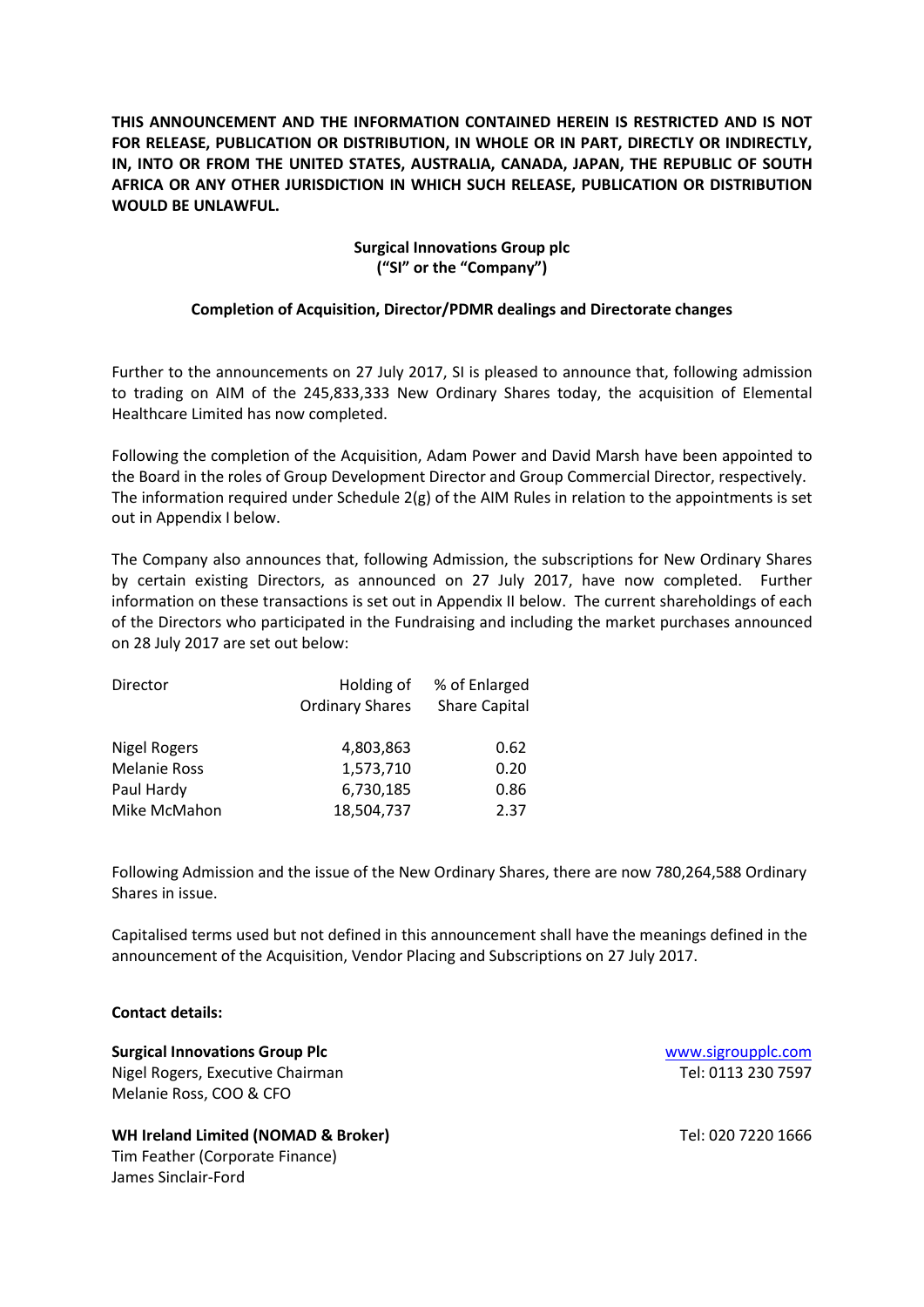**THIS ANNOUNCEMENT AND THE INFORMATION CONTAINED HEREIN IS RESTRICTED AND IS NOT FOR RELEASE, PUBLICATION OR DISTRIBUTION, IN WHOLE OR IN PART, DIRECTLY OR INDIRECTLY, IN, INTO OR FROM THE UNITED STATES, AUSTRALIA, CANADA, JAPAN, THE REPUBLIC OF SOUTH AFRICA OR ANY OTHER JURISDICTION IN WHICH SUCH RELEASE, PUBLICATION OR DISTRIBUTION WOULD BE UNLAWFUL.**

**Surgical Innovations Group plc**
**("SI" or the "Company")**

**Completion of Acquisition, Director/PDMR dealings and Directorate changes**

Further to the announcements on 27 July 2017, SI is pleased to announce that, following admission to trading on AIM of the 245,833,333 New Ordinary Shares today, the acquisition of Elemental Healthcare Limited has now completed.

Following the completion of the Acquisition, Adam Power and David Marsh have been appointed to the Board in the roles of Group Development Director and Group Commercial Director, respectively. The information required under Schedule 2(g) of the AIM Rules in relation to the appointments is set out in Appendix I below.

The Company also announces that, following Admission, the subscriptions for New Ordinary Shares by certain existing Directors, as announced on 27 July 2017, have now completed. Further information on these transactions is set out in Appendix II below. The current shareholdings of each of the Directors who participated in the Fundraising and including the market purchases announced on 28 July 2017 are set out below:

| Director | Holding of Ordinary Shares | % of Enlarged Share Capital |
|---|---|---|
| Nigel Rogers | 4,803,863 | 0.62 |
| Melanie Ross | 1,573,710 | 0.20 |
| Paul Hardy | 6,730,185 | 0.86 |
| Mike McMahon | 18,504,737 | 2.37 |

Following Admission and the issue of the New Ordinary Shares, there are now 780,264,588 Ordinary Shares in issue.

Capitalised terms used but not defined in this announcement shall have the meanings defined in the announcement of the Acquisition, Vendor Placing and Subscriptions on 27 July 2017.

**Contact details:**

**Surgical Innovations Group Plc** — www.sigroupplc.com
Nigel Rogers, Executive Chairman — Tel: 0113 230 7597
Melanie Ross, COO & CFO

**WH Ireland Limited (NOMAD & Broker)** — Tel: 020 7220 1666
Tim Feather (Corporate Finance)
James Sinclair-Ford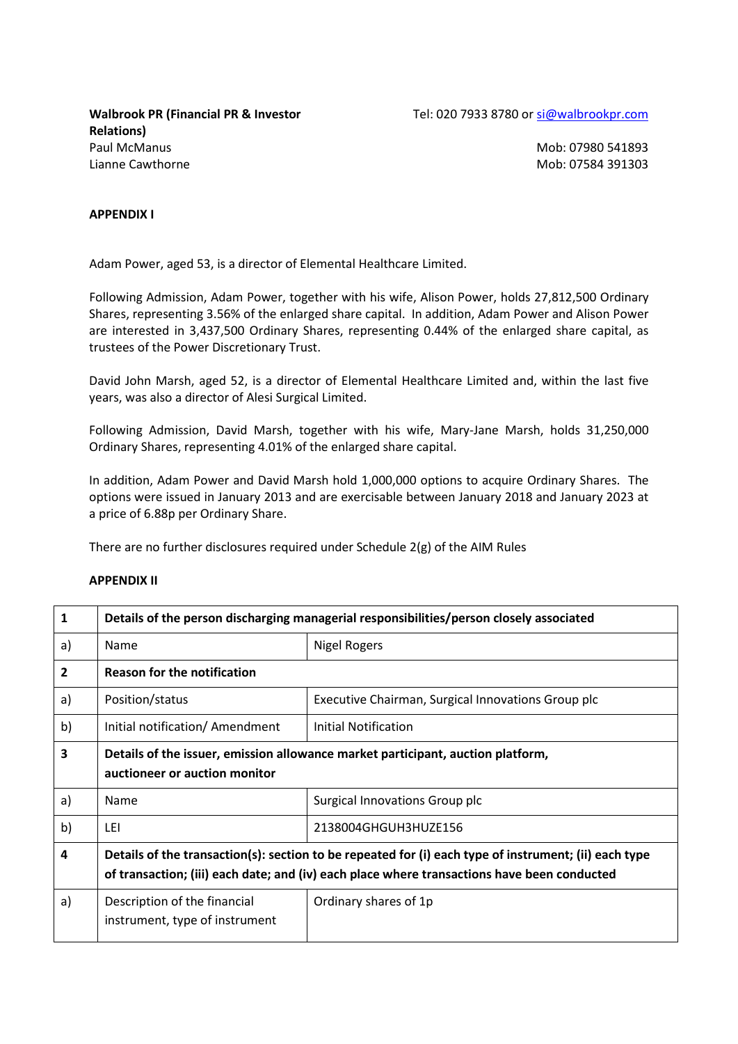**Walbrook PR (Financial PR & Investor Relations)** Tel: 020 7933 8780 or si@walbrookpr.com

Paul McManus Mob: 07980 541893

Lianne Cawthorne Mob: 07584 391303

**APPENDIX I**

Adam Power, aged 53, is a director of Elemental Healthcare Limited.

Following Admission, Adam Power, together with his wife, Alison Power, holds 27,812,500 Ordinary Shares, representing 3.56% of the enlarged share capital. In addition, Adam Power and Alison Power are interested in 3,437,500 Ordinary Shares, representing 0.44% of the enlarged share capital, as trustees of the Power Discretionary Trust.

David John Marsh, aged 52, is a director of Elemental Healthcare Limited and, within the last five years, was also a director of Alesi Surgical Limited.

Following Admission, David Marsh, together with his wife, Mary-Jane Marsh, holds 31,250,000 Ordinary Shares, representing 4.01% of the enlarged share capital.

In addition, Adam Power and David Marsh hold 1,000,000 options to acquire Ordinary Shares. The options were issued in January 2013 and are exercisable between January 2018 and January 2023 at a price of 6.88p per Ordinary Share.

There are no further disclosures required under Schedule 2(g) of the AIM Rules

**APPENDIX II**

| | | |
|---|---|---|
| **1** | **Details of the person discharging managerial responsibilities/person closely associated** | |
| a) | Name | Nigel Rogers |
| **2** | **Reason for the notification** | |
| a) | Position/status | Executive Chairman, Surgical Innovations Group plc |
| b) | Initial notification/ Amendment | Initial Notification |
| **3** | **Details of the issuer, emission allowance market participant, auction platform, auctioneer or auction monitor** | |
| a) | Name | Surgical Innovations Group plc |
| b) | LEI | 2138004GHGUH3HUZE156 |
| **4** | **Details of the transaction(s): section to be repeated for (i) each type of instrument; (ii) each type of transaction; (iii) each date; and (iv) each place where transactions have been conducted** | |
| a) | Description of the financial instrument, type of instrument | Ordinary shares of 1p |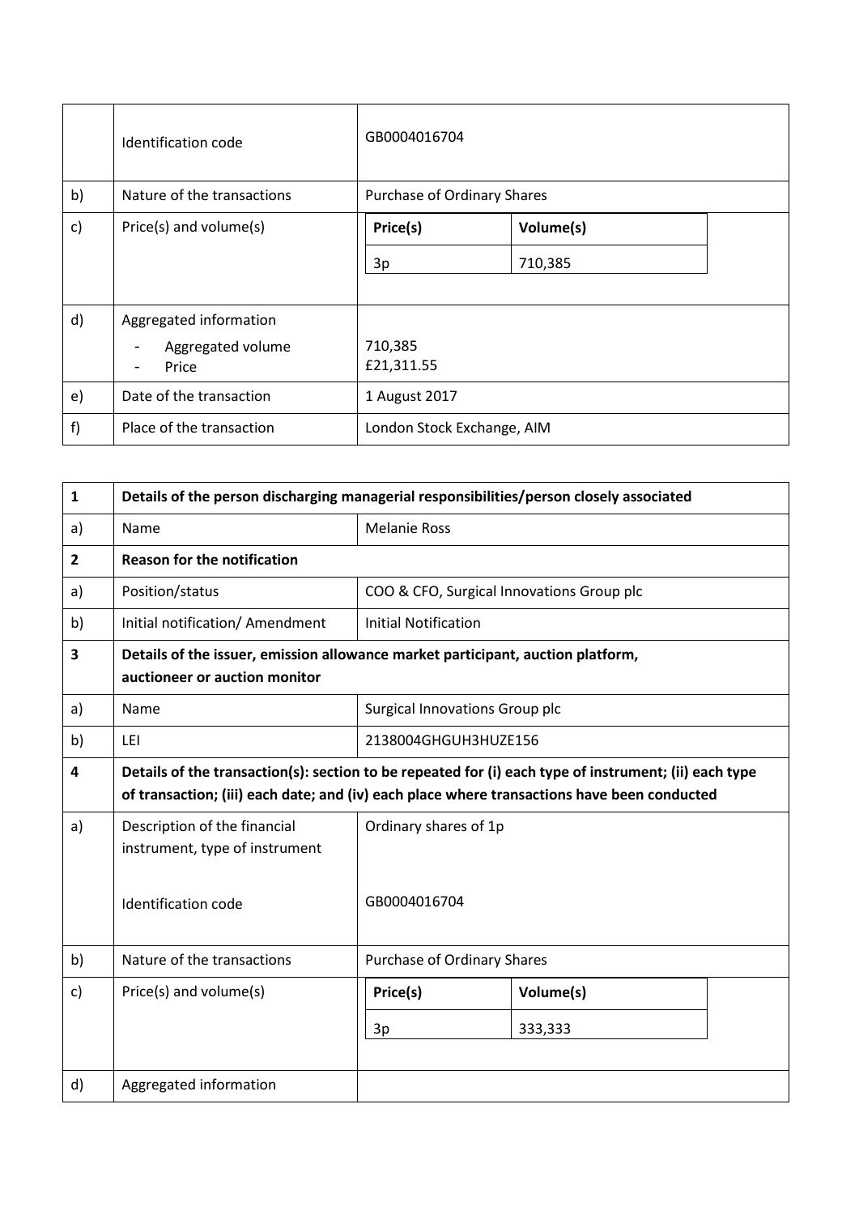|  |  |  |
|---|---|---|
|  | Identification code | GB0004016704 |
| b) | Nature of the transactions | Purchase of Ordinary Shares |
| c) | Price(s) and volume(s) | **Price(s)** / **Volume(s)**<br>3p / 710,385 |
| d) | Aggregated information<br>- Aggregated volume<br>- Price | <br>710,385<br>£21,311.55 |
| e) | Date of the transaction | 1 August 2017 |
| f) | Place of the transaction | London Stock Exchange, AIM |

| **1** | **Details of the person discharging managerial responsibilities/person closely associated** | |
|---|---|---|
| a) | Name | Melanie Ross |
| **2** | **Reason for the notification** | |
| a) | Position/status | COO & CFO, Surgical Innovations Group plc |
| b) | Initial notification/ Amendment | Initial Notification |
| **3** | **Details of the issuer, emission allowance market participant, auction platform, auctioneer or auction monitor** | |
| a) | Name | Surgical Innovations Group plc |
| b) | LEI | 2138004GHGUH3HUZE156 |
| **4** | **Details of the transaction(s): section to be repeated for (i) each type of instrument; (ii) each type of transaction; (iii) each date; and (iv) each place where transactions have been conducted** | |
| a) | Description of the financial instrument, type of instrument<br><br>Identification code | Ordinary shares of 1p<br><br>GB0004016704 |
| b) | Nature of the transactions | Purchase of Ordinary Shares |
| c) | Price(s) and volume(s) | **Price(s)** / **Volume(s)**<br>3p / 333,333 |
| d) | Aggregated information | |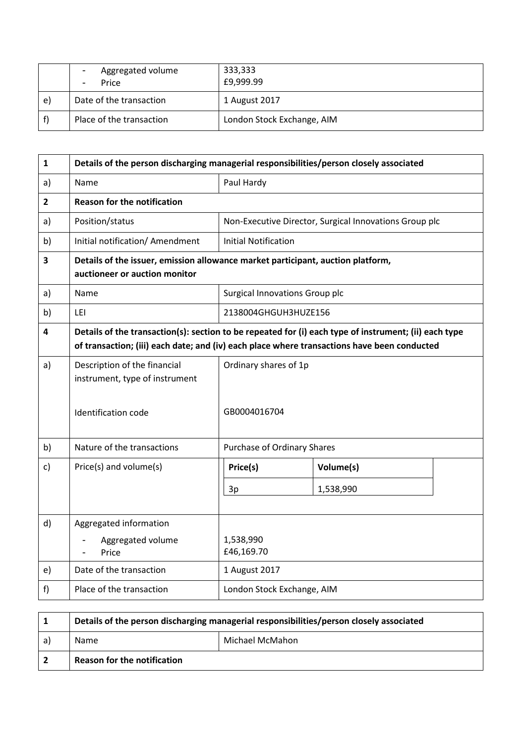| | | |
|---|---|---|
| | - Aggregated volume<br>- Price | 333,333<br>£9,999.99 |
| e) | Date of the transaction | 1 August 2017 |
| f) | Place of the transaction | London Stock Exchange, AIM |

| | | |
|---|---|---|
| **1** | **Details of the person discharging managerial responsibilities/person closely associated** | |
| a) | Name | Paul Hardy |
| **2** | **Reason for the notification** | |
| a) | Position/status | Non-Executive Director, Surgical Innovations Group plc |
| b) | Initial notification/ Amendment | Initial Notification |
| **3** | **Details of the issuer, emission allowance market participant, auction platform, auctioneer or auction monitor** | |
| a) | Name | Surgical Innovations Group plc |
| b) | LEI | 2138004GHGUH3HUZE156 |
| **4** | **Details of the transaction(s): section to be repeated for (i) each type of instrument; (ii) each type of transaction; (iii) each date; and (iv) each place where transactions have been conducted** | |
| a) | Description of the financial instrument, type of instrument<br><br>Identification code | Ordinary shares of 1p<br><br>GB0004016704 |
| b) | Nature of the transactions | Purchase of Ordinary Shares |
| c) | Price(s) and volume(s) | **Price(s)**: 3p — **Volume(s)**: 1,538,990 |
| d) | Aggregated information<br>- Aggregated volume<br>- Price | <br>1,538,990<br>£46,169.70 |
| e) | Date of the transaction | 1 August 2017 |
| f) | Place of the transaction | London Stock Exchange, AIM |

| | | |
|---|---|---|
| **1** | **Details of the person discharging managerial responsibilities/person closely associated** | |
| a) | Name | Michael McMahon |
| **2** | **Reason for the notification** | |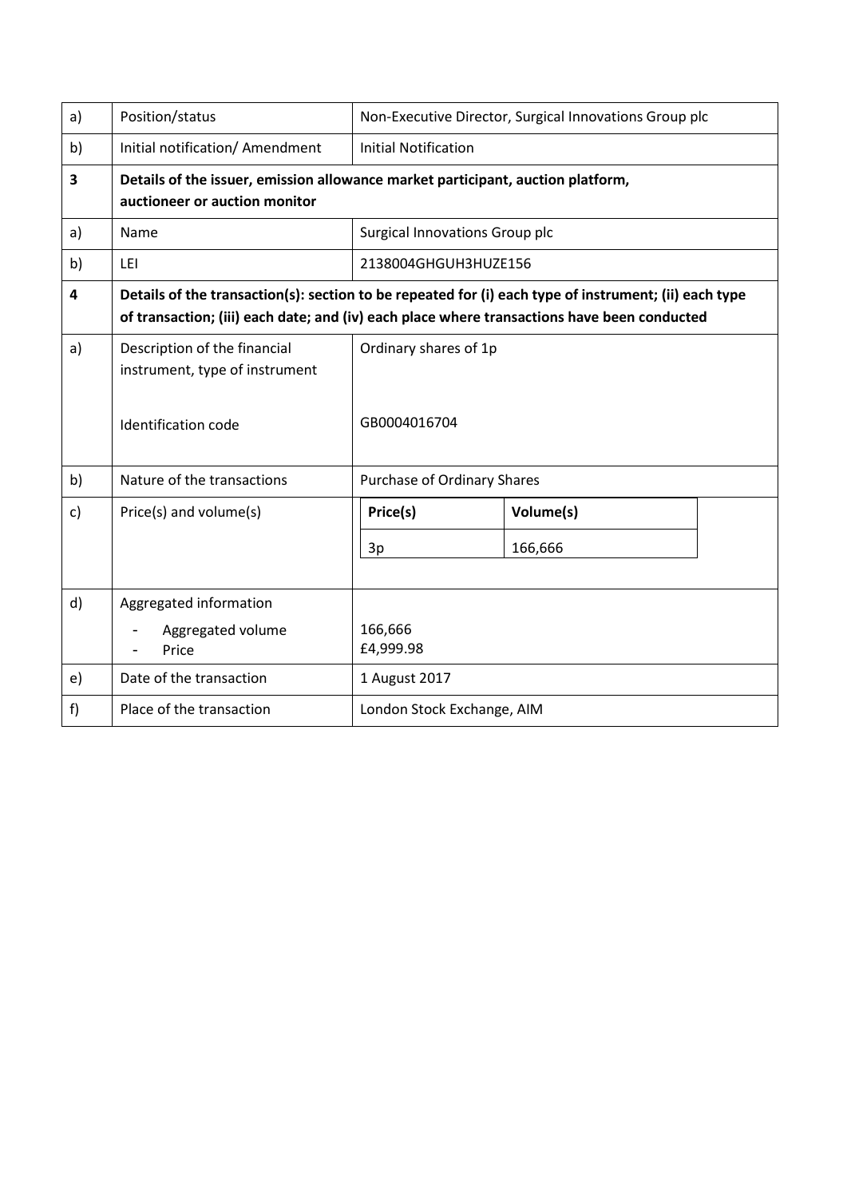| | | |
|---|---|---|
| a) | Position/status | Non-Executive Director, Surgical Innovations Group plc |
| b) | Initial notification/ Amendment | Initial Notification |
| **3** | **Details of the issuer, emission allowance market participant, auction platform, auctioneer or auction monitor** | |
| a) | Name | Surgical Innovations Group plc |
| b) | LEI | 2138004GHGUH3HUZE156 |
| **4** | **Details of the transaction(s): section to be repeated for (i) each type of instrument; (ii) each type of transaction; (iii) each date; and (iv) each place where transactions have been conducted** | |
| a) | Description of the financial instrument, type of instrument<br><br>Identification code | Ordinary shares of 1p<br><br>GB0004016704 |
| b) | Nature of the transactions | Purchase of Ordinary Shares |
| c) | Price(s) and volume(s) | **Price(s)**: 3p<br>**Volume(s)**: 166,666 |
| d) | Aggregated information<br>- Aggregated volume<br>- Price | <br>166,666<br>£4,999.98 |
| e) | Date of the transaction | 1 August 2017 |
| f) | Place of the transaction | London Stock Exchange, AIM |